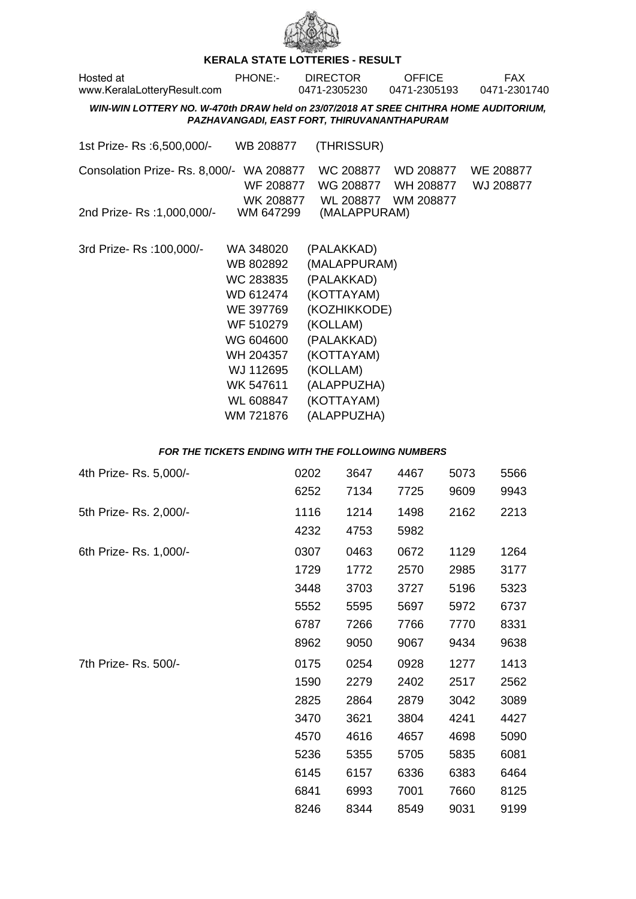# KERALA STATE LOTTERIES - RESULT

| Hosted at | PHONE:- | DIRECTOR | OFFICE | FAX |
|---|---|---|---|---|
| www.KeralaLotteryResult.com | | 0471-2305230 | 0471-2305193 | 0471-2301740 |

***WIN-WIN LOTTERY NO. W-470th DRAW held on 23/07/2018 AT SREE CHITHRA HOME AUDITORIUM, PAZHAVANGADI, EAST FORT, THIRUVANANTHAPURAM***

1st Prize- Rs :6,500,000/- WB 208877 (THRISSUR)

Consolation Prize- Rs. 8,000/- WA 208877 WC 208877 WD 208877 WE 208877 WF 208877 WG 208877 WH 208877 WJ 208877 WK 208877 WL 208877 WM 208877

2nd Prize- Rs :1,000,000/- WM 647299 (MALAPPURAM)

3rd Prize- Rs :100,000/-

| | |
|---|---|
| WA 348020 | (PALAKKAD) |
| WB 802892 | (MALAPPURAM) |
| WC 283835 | (PALAKKAD) |
| WD 612474 | (KOTTAYAM) |
| WE 397769 | (KOZHIKKODE) |
| WF 510279 | (KOLLAM) |
| WG 604600 | (PALAKKAD) |
| WH 204357 | (KOTTAYAM) |
| WJ 112695 | (KOLLAM) |
| WK 547611 | (ALAPPUZHA) |
| WL 608847 | (KOTTAYAM) |
| WM 721876 | (ALAPPUZHA) |

***FOR THE TICKETS ENDING WITH THE FOLLOWING NUMBERS***

| Prize | | | | | |
|---|---|---|---|---|---|
| 4th Prize- Rs. 5,000/- | 0202 | 3647 | 4467 | 5073 | 5566 |
| | 6252 | 7134 | 7725 | 9609 | 9943 |
| 5th Prize- Rs. 2,000/- | 1116 | 1214 | 1498 | 2162 | 2213 |
| | 4232 | 4753 | 5982 | | |
| 6th Prize- Rs. 1,000/- | 0307 | 0463 | 0672 | 1129 | 1264 |
| | 1729 | 1772 | 2570 | 2985 | 3177 |
| | 3448 | 3703 | 3727 | 5196 | 5323 |
| | 5552 | 5595 | 5697 | 5972 | 6737 |
| | 6787 | 7266 | 7766 | 7770 | 8331 |
| | 8962 | 9050 | 9067 | 9434 | 9638 |
| 7th Prize- Rs. 500/- | 0175 | 0254 | 0928 | 1277 | 1413 |
| | 1590 | 2279 | 2402 | 2517 | 2562 |
| | 2825 | 2864 | 2879 | 3042 | 3089 |
| | 3470 | 3621 | 3804 | 4241 | 4427 |
| | 4570 | 4616 | 4657 | 4698 | 5090 |
| | 5236 | 5355 | 5705 | 5835 | 6081 |
| | 6145 | 6157 | 6336 | 6383 | 6464 |
| | 6841 | 6993 | 7001 | 7660 | 8125 |
| | 8246 | 8344 | 8549 | 9031 | 9199 |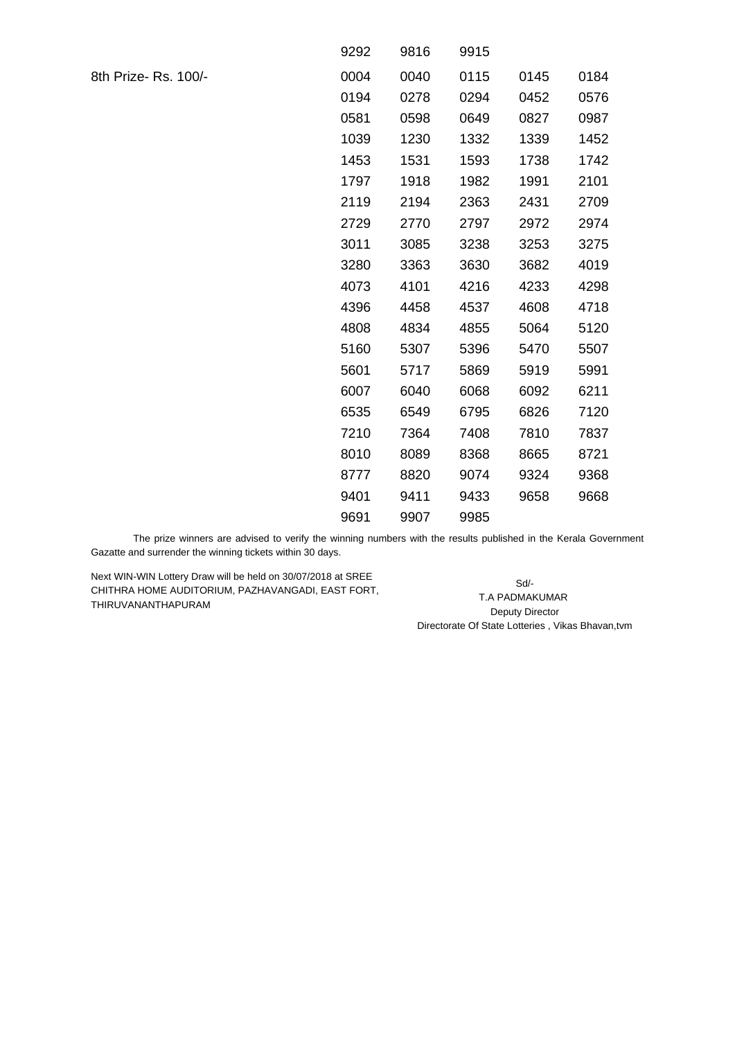| | | | | | |
|---|---|---|---|---|---|
| | 9292 | 9816 | 9915 | | |
| 8th Prize- Rs. 100/- | 0004 | 0040 | 0115 | 0145 | 0184 |
| | 0194 | 0278 | 0294 | 0452 | 0576 |
| | 0581 | 0598 | 0649 | 0827 | 0987 |
| | 1039 | 1230 | 1332 | 1339 | 1452 |
| | 1453 | 1531 | 1593 | 1738 | 1742 |
| | 1797 | 1918 | 1982 | 1991 | 2101 |
| | 2119 | 2194 | 2363 | 2431 | 2709 |
| | 2729 | 2770 | 2797 | 2972 | 2974 |
| | 3011 | 3085 | 3238 | 3253 | 3275 |
| | 3280 | 3363 | 3630 | 3682 | 4019 |
| | 4073 | 4101 | 4216 | 4233 | 4298 |
| | 4396 | 4458 | 4537 | 4608 | 4718 |
| | 4808 | 4834 | 4855 | 5064 | 5120 |
| | 5160 | 5307 | 5396 | 5470 | 5507 |
| | 5601 | 5717 | 5869 | 5919 | 5991 |
| | 6007 | 6040 | 6068 | 6092 | 6211 |
| | 6535 | 6549 | 6795 | 6826 | 7120 |
| | 7210 | 7364 | 7408 | 7810 | 7837 |
| | 8010 | 8089 | 8368 | 8665 | 8721 |
| | 8777 | 8820 | 9074 | 9324 | 9368 |
| | 9401 | 9411 | 9433 | 9658 | 9668 |
| | 9691 | 9907 | 9985 | | |

The prize winners are advised to verify the winning numbers with the results published in the Kerala Government Gazatte and surrender the winning tickets within 30 days.

Next WIN-WIN Lottery Draw will be held on 30/07/2018 at SREE CHITHRA HOME AUDITORIUM, PAZHAVANGADI, EAST FORT, THIRUVANANTHAPURAM

Sd/-
T.A PADMAKUMAR
Deputy Director
Directorate Of State Lotteries , Vikas Bhavan,tvm